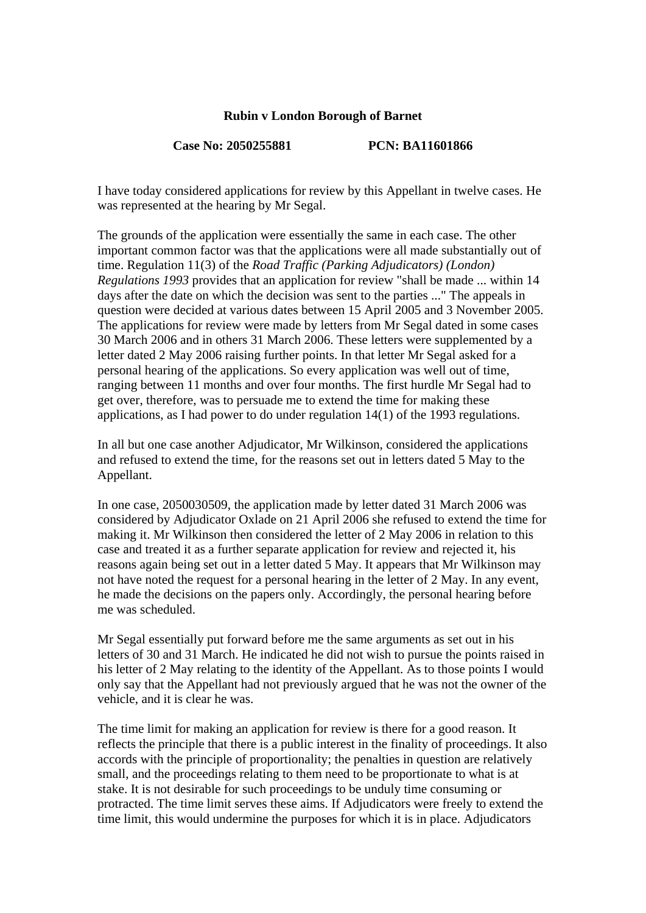**Rubin v London Borough of Barnet**

**Case No: 2050255881 PCN: BA11601866**

I have today considered applications for review by this Appellant in twelve cases. He was represented at the hearing by Mr Segal.

The grounds of the application were essentially the same in each case. The other important common factor was that the applications were all made substantially out of time. Regulation 11(3) of the *Road Traffic (Parking Adjudicators) (London) Regulations 1993* provides that an application for review "shall be made ... within 14 days after the date on which the decision was sent to the parties ..." The appeals in question were decided at various dates between 15 April 2005 and 3 November 2005. The applications for review were made by letters from Mr Segal dated in some cases 30 March 2006 and in others 31 March 2006. These letters were supplemented by a letter dated 2 May 2006 raising further points. In that letter Mr Segal asked for a personal hearing of the applications. So every application was well out of time, ranging between 11 months and over four months. The first hurdle Mr Segal had to get over, therefore, was to persuade me to extend the time for making these applications, as I had power to do under regulation 14(1) of the 1993 regulations.

In all but one case another Adjudicator, Mr Wilkinson, considered the applications and refused to extend the time, for the reasons set out in letters dated 5 May to the Appellant.

In one case, 2050030509, the application made by letter dated 31 March 2006 was considered by Adjudicator Oxlade on 21 April 2006 she refused to extend the time for making it. Mr Wilkinson then considered the letter of 2 May 2006 in relation to this case and treated it as a further separate application for review and rejected it, his reasons again being set out in a letter dated 5 May. It appears that Mr Wilkinson may not have noted the request for a personal hearing in the letter of 2 May. In any event, he made the decisions on the papers only. Accordingly, the personal hearing before me was scheduled.

Mr Segal essentially put forward before me the same arguments as set out in his letters of 30 and 31 March. He indicated he did not wish to pursue the points raised in his letter of 2 May relating to the identity of the Appellant. As to those points I would only say that the Appellant had not previously argued that he was not the owner of the vehicle, and it is clear he was.

The time limit for making an application for review is there for a good reason. It reflects the principle that there is a public interest in the finality of proceedings. It also accords with the principle of proportionality; the penalties in question are relatively small, and the proceedings relating to them need to be proportionate to what is at stake. It is not desirable for such proceedings to be unduly time consuming or protracted. The time limit serves these aims. If Adjudicators were freely to extend the time limit, this would undermine the purposes for which it is in place. Adjudicators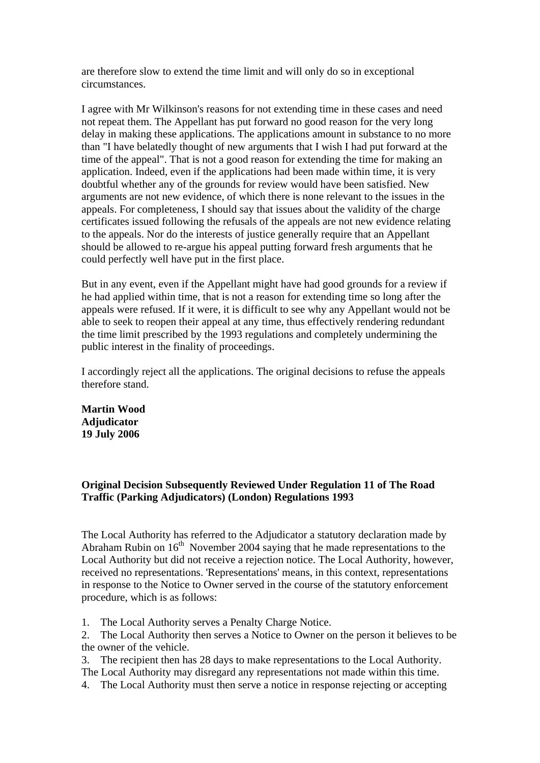are therefore slow to extend the time limit and will only do so in exceptional circumstances.

I agree with Mr Wilkinson's reasons for not extending time in these cases and need not repeat them. The Appellant has put forward no good reason for the very long delay in making these applications. The applications amount in substance to no more than "I have belatedly thought of new arguments that I wish I had put forward at the time of the appeal". That is not a good reason for extending the time for making an application. Indeed, even if the applications had been made within time, it is very doubtful whether any of the grounds for review would have been satisfied. New arguments are not new evidence, of which there is none relevant to the issues in the appeals. For completeness, I should say that issues about the validity of the charge certificates issued following the refusals of the appeals are not new evidence relating to the appeals. Nor do the interests of justice generally require that an Appellant should be allowed to re-argue his appeal putting forward fresh arguments that he could perfectly well have put in the first place.

But in any event, even if the Appellant might have had good grounds for a review if he had applied within time, that is not a reason for extending time so long after the appeals were refused. If it were, it is difficult to see why any Appellant would not be able to seek to reopen their appeal at any time, thus effectively rendering redundant the time limit prescribed by the 1993 regulations and completely undermining the public interest in the finality of proceedings.

I accordingly reject all the applications. The original decisions to refuse the appeals therefore stand.

**Martin Wood**
**Adjudicator**
**19 July 2006**

**Original Decision Subsequently Reviewed Under Regulation 11 of The Road Traffic (Parking Adjudicators) (London) Regulations 1993**

The Local Authority has referred to the Adjudicator a statutory declaration made by Abraham Rubin on 16th November 2004 saying that he made representations to the Local Authority but did not receive a rejection notice. The Local Authority, however, received no representations. 'Representations' means, in this context, representations in response to the Notice to Owner served in the course of the statutory enforcement procedure, which is as follows:

1. The Local Authority serves a Penalty Charge Notice.
2. The Local Authority then serves a Notice to Owner on the person it believes to be the owner of the vehicle.
3. The recipient then has 28 days to make representations to the Local Authority. The Local Authority may disregard any representations not made within this time.
4. The Local Authority must then serve a notice in response rejecting or accepting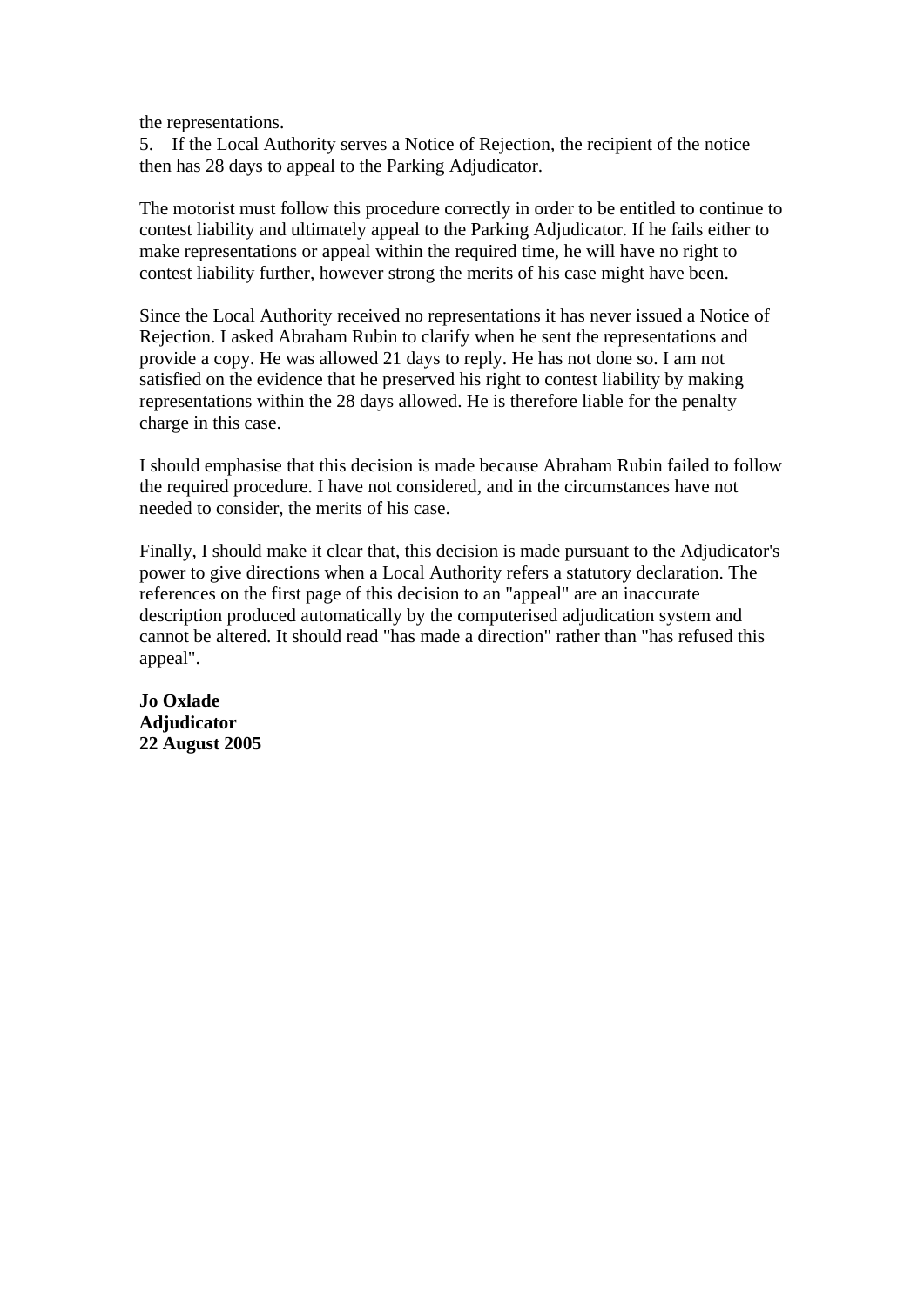the representations.

5. If the Local Authority serves a Notice of Rejection, the recipient of the notice then has 28 days to appeal to the Parking Adjudicator.

The motorist must follow this procedure correctly in order to be entitled to continue to contest liability and ultimately appeal to the Parking Adjudicator. If he fails either to make representations or appeal within the required time, he will have no right to contest liability further, however strong the merits of his case might have been.

Since the Local Authority received no representations it has never issued a Notice of Rejection. I asked Abraham Rubin to clarify when he sent the representations and provide a copy. He was allowed 21 days to reply. He has not done so. I am not satisfied on the evidence that he preserved his right to contest liability by making representations within the 28 days allowed. He is therefore liable for the penalty charge in this case.

I should emphasise that this decision is made because Abraham Rubin failed to follow the required procedure. I have not considered, and in the circumstances have not needed to consider, the merits of his case.

Finally, I should make it clear that, this decision is made pursuant to the Adjudicator's power to give directions when a Local Authority refers a statutory declaration. The references on the first page of this decision to an "appeal" are an inaccurate description produced automatically by the computerised adjudication system and cannot be altered. It should read "has made a direction" rather than "has refused this appeal".

**Jo Oxlade**
**Adjudicator**
**22 August 2005**